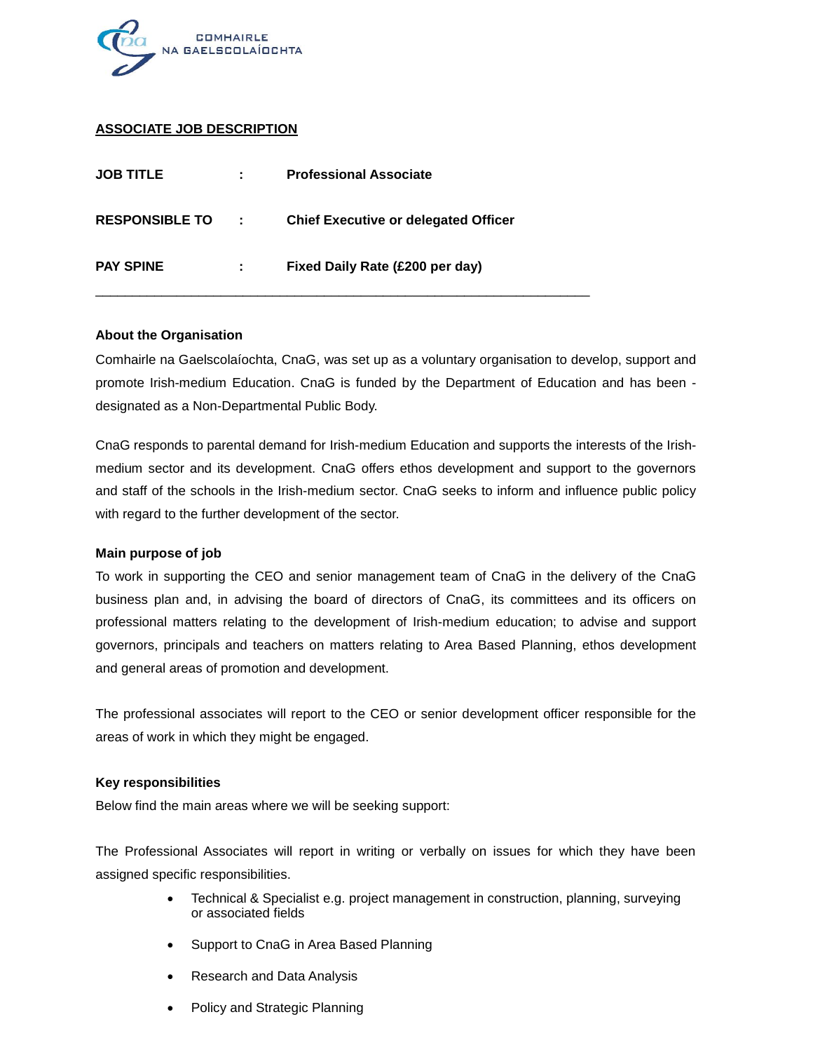COMHAIRLE NA GAELSCOLAÍOCHTA

# ASSOCIATE JOB DESCRIPTION

**JOB TITLE** : **Professional Associate**

**RESPONSIBLE TO** : **Chief Executive or delegated Officer**

**PAY SPINE** : **Fixed Daily Rate (£200 per day)**

---

**About the Organisation**

Comhairle na Gaelscolaíochta, CnaG, was set up as a voluntary organisation to develop, support and promote Irish-medium Education. CnaG is funded by the Department of Education and has been - designated as a Non-Departmental Public Body.

CnaG responds to parental demand for Irish-medium Education and supports the interests of the Irish-medium sector and its development. CnaG offers ethos development and support to the governors and staff of the schools in the Irish-medium sector. CnaG seeks to inform and influence public policy with regard to the further development of the sector.

**Main purpose of job**

To work in supporting the CEO and senior management team of CnaG in the delivery of the CnaG business plan and, in advising the board of directors of CnaG, its committees and its officers on professional matters relating to the development of Irish-medium education; to advise and support governors, principals and teachers on matters relating to Area Based Planning, ethos development and general areas of promotion and development.

The professional associates will report to the CEO or senior development officer responsible for the areas of work in which they might be engaged.

**Key responsibilities**

Below find the main areas where we will be seeking support:

The Professional Associates will report in writing or verbally on issues for which they have been assigned specific responsibilities.

- Technical & Specialist e.g. project management in construction, planning, surveying or associated fields
- Support to CnaG in Area Based Planning
- Research and Data Analysis
- Policy and Strategic Planning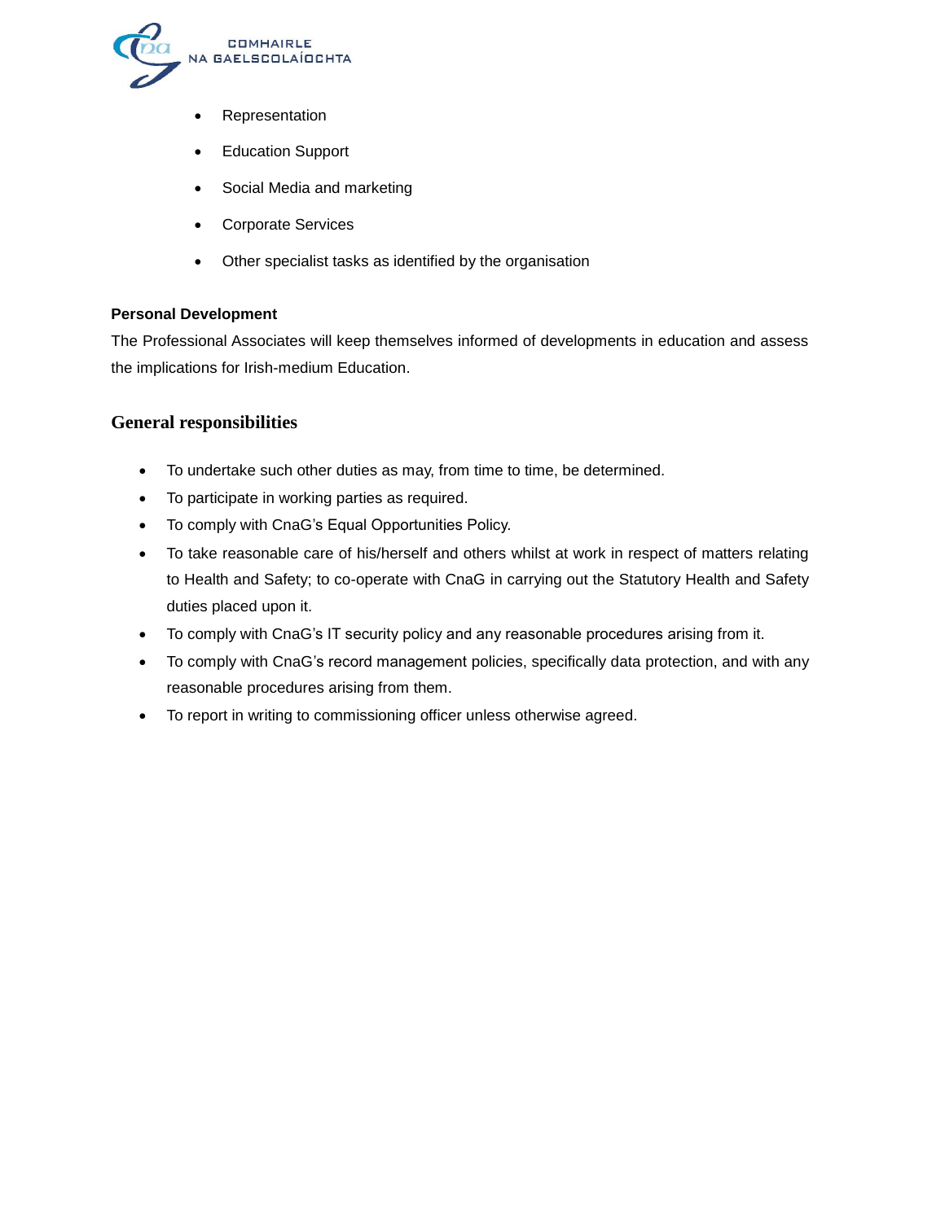- Representation
- Education Support
- Social Media and marketing
- Corporate Services
- Other specialist tasks as identified by the organisation

**Personal Development**

The Professional Associates will keep themselves informed of developments in education and assess the implications for Irish-medium Education.

## General responsibilities

- To undertake such other duties as may, from time to time, be determined.
- To participate in working parties as required.
- To comply with CnaG's Equal Opportunities Policy.
- To take reasonable care of his/herself and others whilst at work in respect of matters relating to Health and Safety; to co-operate with CnaG in carrying out the Statutory Health and Safety duties placed upon it.
- To comply with CnaG's IT security policy and any reasonable procedures arising from it.
- To comply with CnaG's record management policies, specifically data protection, and with any reasonable procedures arising from them.
- To report in writing to commissioning officer unless otherwise agreed.